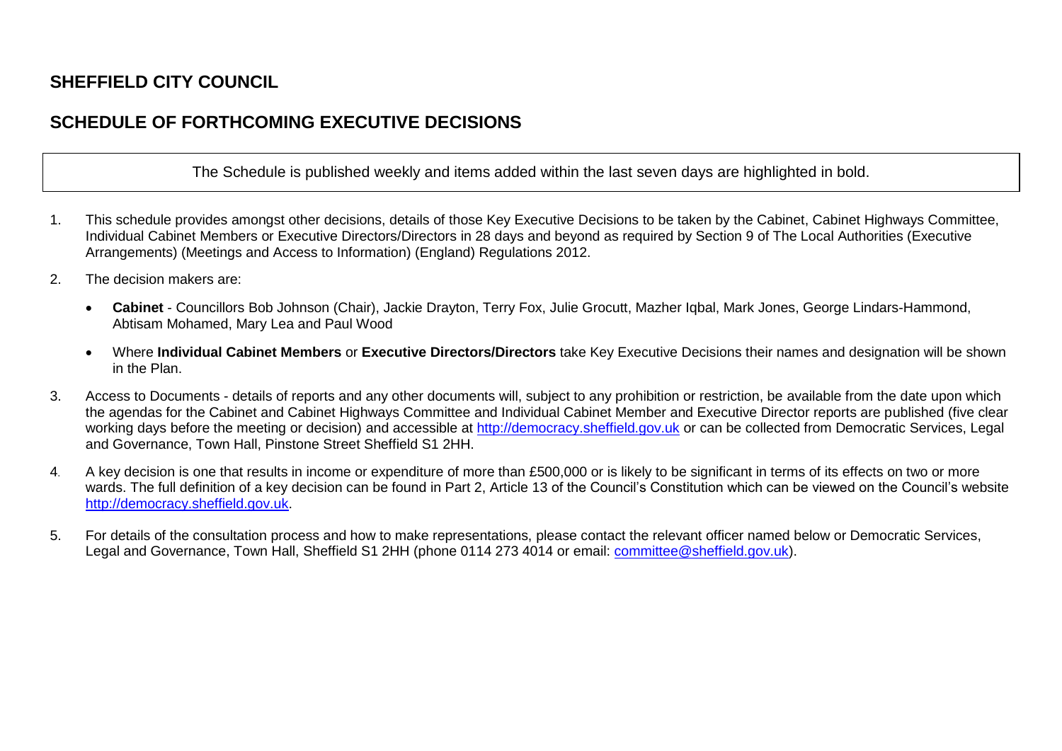# SHEFFIELD CITY COUNCIL

## SCHEDULE OF FORTHCOMING EXECUTIVE DECISIONS

The Schedule is published weekly and items added within the last seven days are highlighted in bold.

1. This schedule provides amongst other decisions, details of those Key Executive Decisions to be taken by the Cabinet, Cabinet Highways Committee, Individual Cabinet Members or Executive Directors/Directors in 28 days and beyond as required by Section 9 of The Local Authorities (Executive Arrangements) (Meetings and Access to Information) (England) Regulations 2012.

2. The decision makers are:

   - **Cabinet** - Councillors Bob Johnson (Chair), Jackie Drayton, Terry Fox, Julie Grocutt, Mazher Iqbal, Mark Jones, George Lindars-Hammond, Abtisam Mohamed, Mary Lea and Paul Wood

   - Where **Individual Cabinet Members** or **Executive Directors/Directors** take Key Executive Decisions their names and designation will be shown in the Plan.

3. Access to Documents - details of reports and any other documents will, subject to any prohibition or restriction, be available from the date upon which the agendas for the Cabinet and Cabinet Highways Committee and Individual Cabinet Member and Executive Director reports are published (five clear working days before the meeting or decision) and accessible at http://democracy.sheffield.gov.uk or can be collected from Democratic Services, Legal and Governance, Town Hall, Pinstone Street Sheffield S1 2HH.

4. A key decision is one that results in income or expenditure of more than £500,000 or is likely to be significant in terms of its effects on two or more wards. The full definition of a key decision can be found in Part 2, Article 13 of the Council's Constitution which can be viewed on the Council's website http://democracy.sheffield.gov.uk.

5. For details of the consultation process and how to make representations, please contact the relevant officer named below or Democratic Services, Legal and Governance, Town Hall, Sheffield S1 2HH (phone 0114 273 4014 or email: committee@sheffield.gov.uk).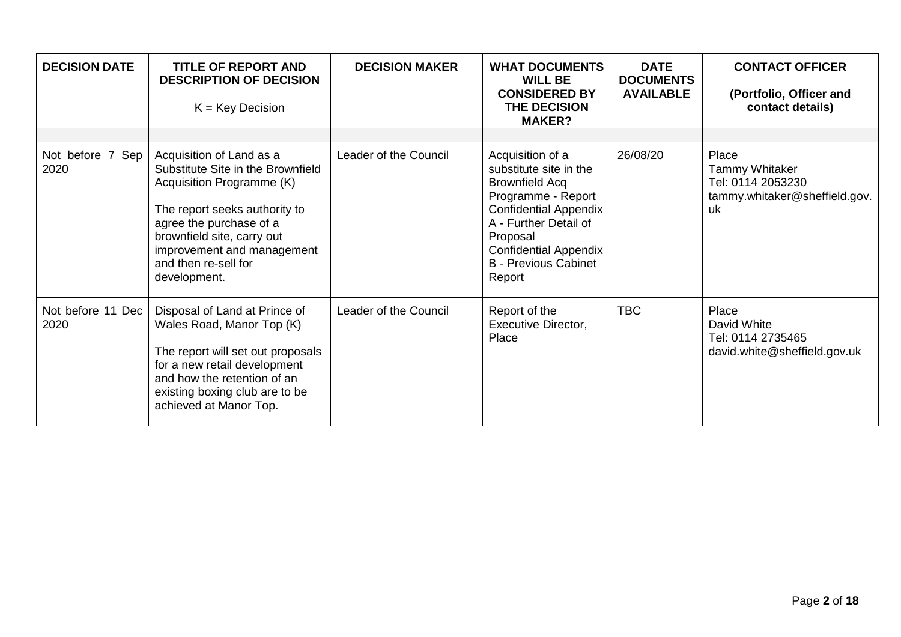| DECISION DATE | TITLE OF REPORT AND DESCRIPTION OF DECISION<br><br>K = Key Decision | DECISION MAKER | WHAT DOCUMENTS WILL BE CONSIDERED BY THE DECISION MAKER? | DATE DOCUMENTS AVAILABLE | CONTACT OFFICER<br><br>(Portfolio, Officer and contact details) |
|---|---|---|---|---|---|
| | | | | | |
| Not before 7 Sep 2020 | Acquisition of Land as a Substitute Site in the Brownfield Acquisition Programme (K)<br><br>The report seeks authority to agree the purchase of a brownfield site, carry out improvement and management and then re-sell for development. | Leader of the Council | Acquisition of a substitute site in the Brownfield Acq Programme - Report Confidential Appendix A - Further Detail of Proposal Confidential Appendix B - Previous Cabinet Report | 26/08/20 | Place<br>Tammy Whitaker<br>Tel: 0114 2053230<br>tammy.whitaker@sheffield.gov.uk |
| Not before 11 Dec 2020 | Disposal of Land at Prince of Wales Road, Manor Top (K)<br><br>The report will set out proposals for a new retail development and how the retention of an existing boxing club are to be achieved at Manor Top. | Leader of the Council | Report of the Executive Director, Place | TBC | Place<br>David White<br>Tel: 0114 2735465<br>david.white@sheffield.gov.uk |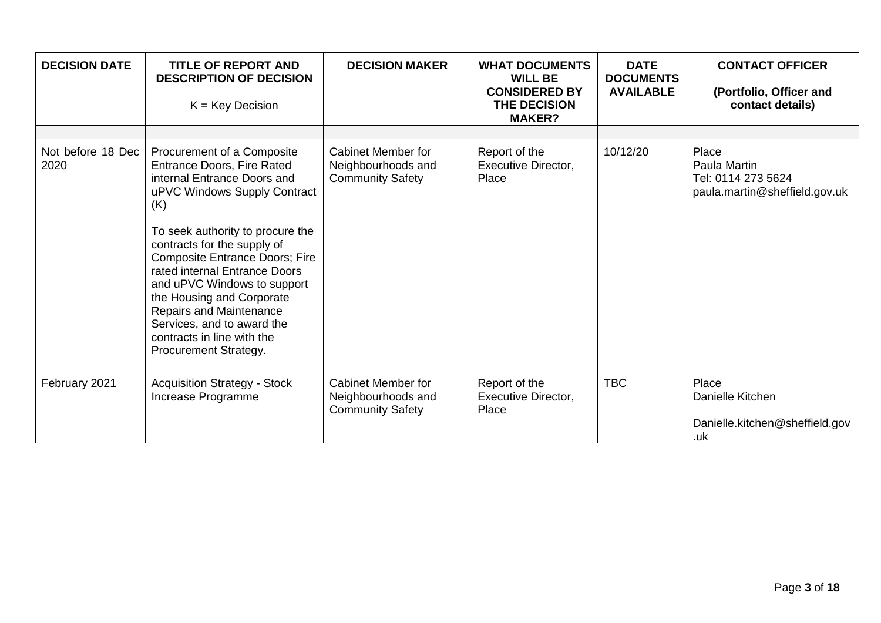| DECISION DATE | TITLE OF REPORT AND DESCRIPTION OF DECISION<br><br>K = Key Decision | DECISION MAKER | WHAT DOCUMENTS WILL BE CONSIDERED BY THE DECISION MAKER? | DATE DOCUMENTS AVAILABLE | CONTACT OFFICER<br><br>(Portfolio, Officer and contact details) |
|---|---|---|---|---|---|
| | | | | | |
| Not before 18 Dec 2020 | Procurement of a Composite Entrance Doors, Fire Rated internal Entrance Doors and uPVC Windows Supply Contract (K)<br><br>To seek authority to procure the contracts for the supply of Composite Entrance Doors; Fire rated internal Entrance Doors and uPVC Windows to support the Housing and Corporate Repairs and Maintenance Services, and to award the contracts in line with the Procurement Strategy. | Cabinet Member for Neighbourhoods and Community Safety | Report of the Executive Director, Place | 10/12/20 | Place<br>Paula Martin<br>Tel: 0114 273 5624<br>paula.martin@sheffield.gov.uk |
| February 2021 | Acquisition Strategy - Stock Increase Programme | Cabinet Member for Neighbourhoods and Community Safety | Report of the Executive Director, Place | TBC | Place<br>Danielle Kitchen<br><br>Danielle.kitchen@sheffield.gov.uk |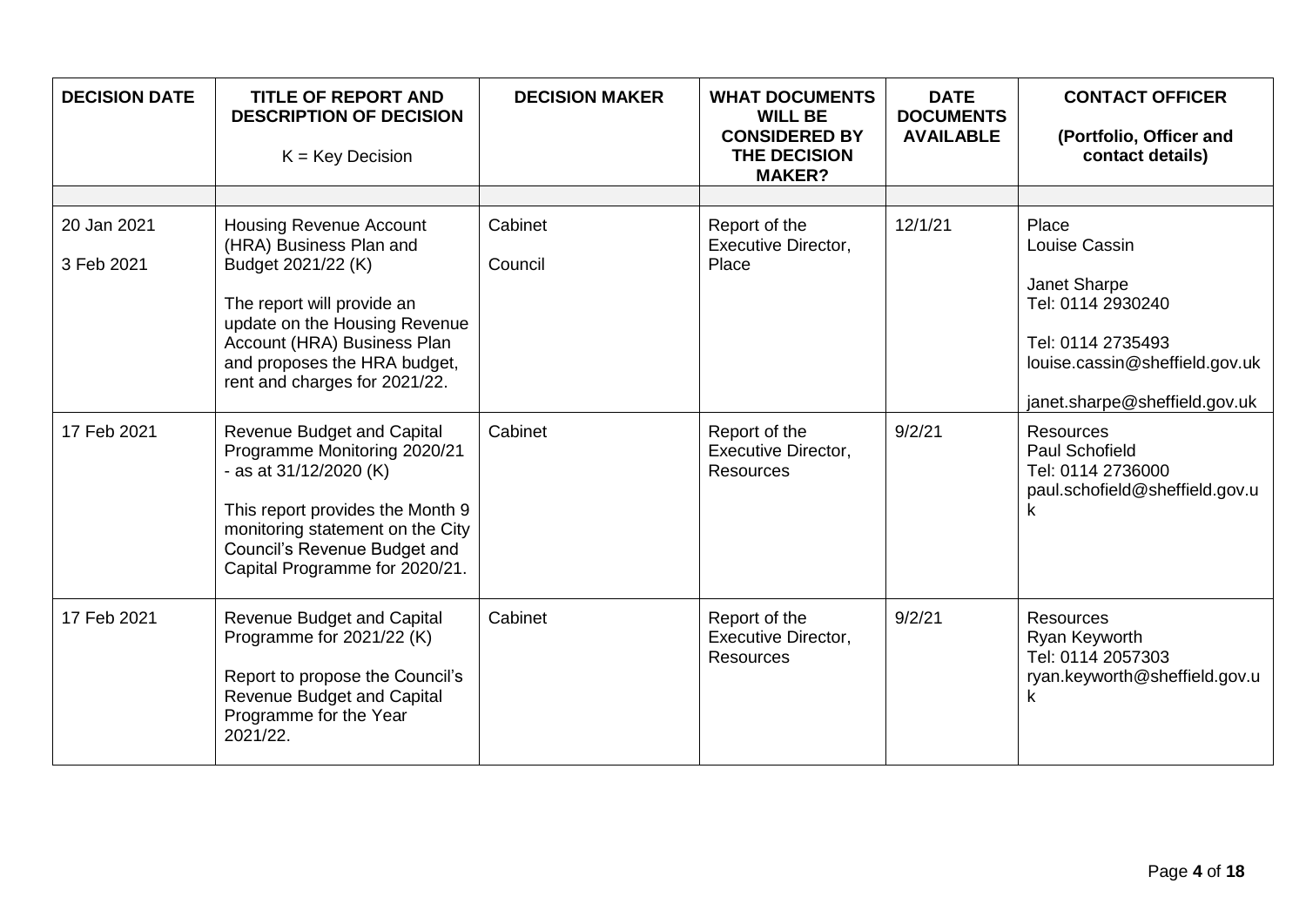| DECISION DATE | TITLE OF REPORT AND DESCRIPTION OF DECISION<br><br>K = Key Decision | DECISION MAKER | WHAT DOCUMENTS WILL BE CONSIDERED BY THE DECISION MAKER? | DATE DOCUMENTS AVAILABLE | CONTACT OFFICER<br><br>(Portfolio, Officer and contact details) |
|---|---|---|---|---|---|
| | | | | | |
| 20 Jan 2021<br><br>3 Feb 2021 | Housing Revenue Account (HRA) Business Plan and Budget 2021/22 (K)<br><br>The report will provide an update on the Housing Revenue Account (HRA) Business Plan and proposes the HRA budget, rent and charges for 2021/22. | Cabinet<br><br>Council | Report of the Executive Director, Place | 12/1/21 | Place<br>Louise Cassin<br><br>Janet Sharpe<br>Tel: 0114 2930240<br><br>Tel: 0114 2735493<br>louise.cassin@sheffield.gov.uk<br><br>janet.sharpe@sheffield.gov.uk |
| 17 Feb 2021 | Revenue Budget and Capital Programme Monitoring 2020/21 - as at 31/12/2020 (K)<br><br>This report provides the Month 9 monitoring statement on the City Council's Revenue Budget and Capital Programme for 2020/21. | Cabinet | Report of the Executive Director, Resources | 9/2/21 | Resources<br>Paul Schofield<br>Tel: 0114 2736000<br>paul.schofield@sheffield.gov.uk |
| 17 Feb 2021 | Revenue Budget and Capital Programme for 2021/22 (K)<br><br>Report to propose the Council's Revenue Budget and Capital Programme for the Year 2021/22. | Cabinet | Report of the Executive Director, Resources | 9/2/21 | Resources<br>Ryan Keyworth<br>Tel: 0114 2057303<br>ryan.keyworth@sheffield.gov.uk |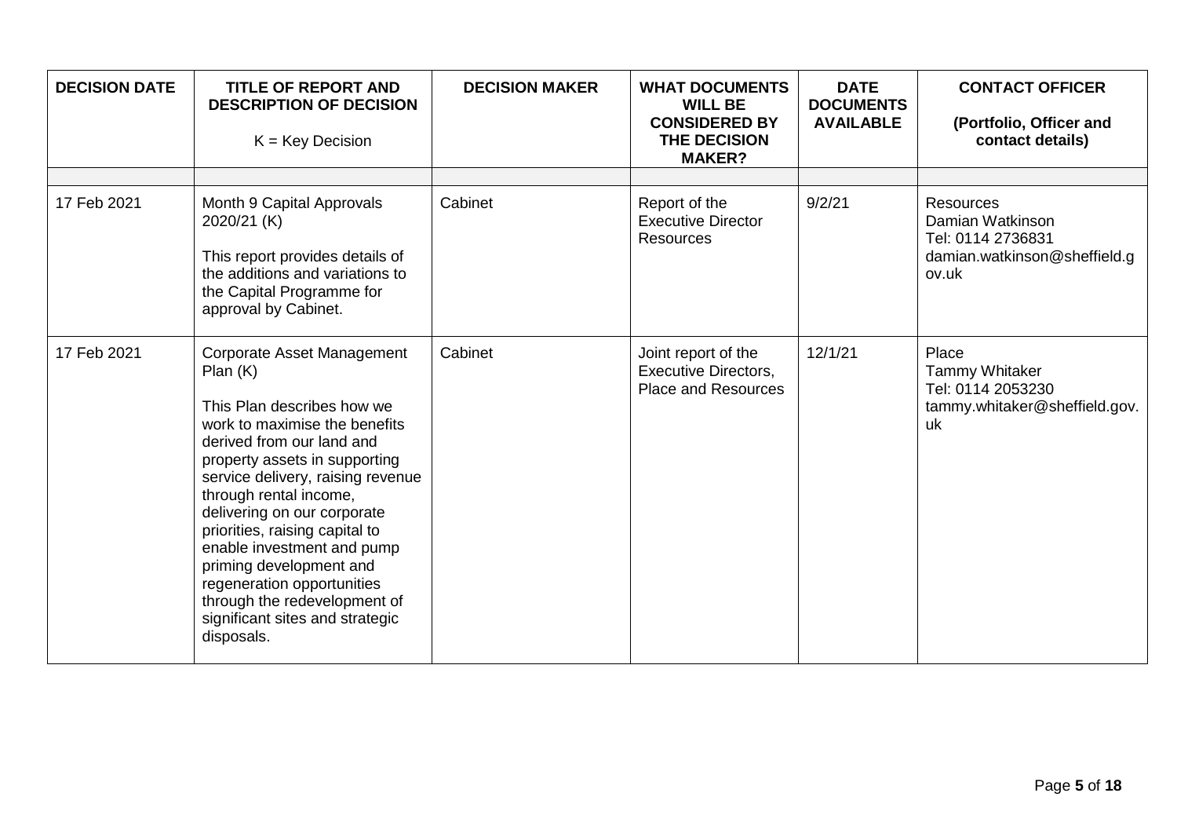| DECISION DATE | TITLE OF REPORT AND DESCRIPTION OF DECISION<br><br>K = Key Decision | DECISION MAKER | WHAT DOCUMENTS WILL BE CONSIDERED BY THE DECISION MAKER? | DATE DOCUMENTS AVAILABLE | CONTACT OFFICER<br><br>(Portfolio, Officer and contact details) |
|---|---|---|---|---|---|
| | | | | | |
| 17 Feb 2021 | Month 9 Capital Approvals 2020/21 (K)<br><br>This report provides details of the additions and variations to the Capital Programme for approval by Cabinet. | Cabinet | Report of the Executive Director Resources | 9/2/21 | Resources<br>Damian Watkinson<br>Tel: 0114 2736831<br>damian.watkinson@sheffield.gov.uk |
| 17 Feb 2021 | Corporate Asset Management Plan (K)<br><br>This Plan describes how we work to maximise the benefits derived from our land and property assets in supporting service delivery, raising revenue through rental income, delivering on our corporate priorities, raising capital to enable investment and pump priming development and regeneration opportunities through the redevelopment of significant sites and strategic disposals. | Cabinet | Joint report of the Executive Directors, Place and Resources | 12/1/21 | Place<br>Tammy Whitaker<br>Tel: 0114 2053230<br>tammy.whitaker@sheffield.gov.uk |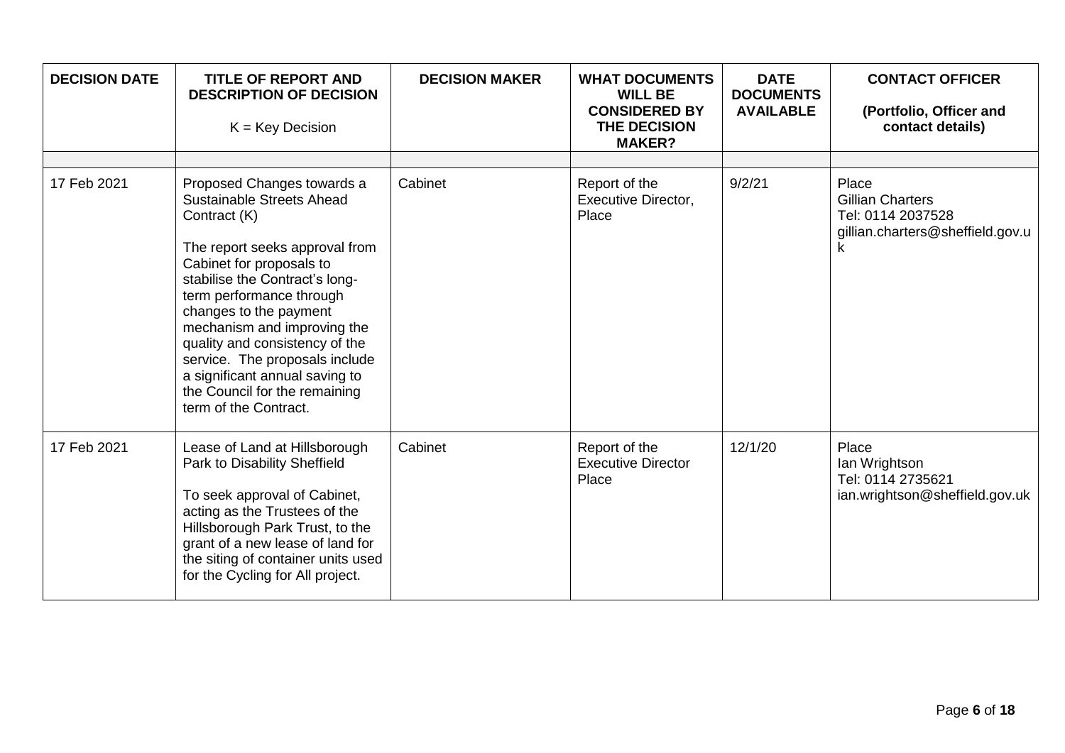| DECISION DATE | TITLE OF REPORT AND DESCRIPTION OF DECISION<br><br>K = Key Decision | DECISION MAKER | WHAT DOCUMENTS WILL BE CONSIDERED BY THE DECISION MAKER? | DATE DOCUMENTS AVAILABLE | CONTACT OFFICER<br><br>(Portfolio, Officer and contact details) |
|---|---|---|---|---|---|
| | | | | | |
| 17 Feb 2021 | Proposed Changes towards a Sustainable Streets Ahead Contract (K)<br><br>The report seeks approval from Cabinet for proposals to stabilise the Contract's long-term performance through changes to the payment mechanism and improving the quality and consistency of the service. The proposals include a significant annual saving to the Council for the remaining term of the Contract. | Cabinet | Report of the Executive Director, Place | 9/2/21 | Place<br>Gillian Charters<br>Tel: 0114 2037528<br>gillian.charters@sheffield.gov.uk |
| 17 Feb 2021 | Lease of Land at Hillsborough Park to Disability Sheffield<br><br>To seek approval of Cabinet, acting as the Trustees of the Hillsborough Park Trust, to the grant of a new lease of land for the siting of container units used for the Cycling for All project. | Cabinet | Report of the Executive Director Place | 12/1/20 | Place<br>Ian Wrightson<br>Tel: 0114 2735621<br>ian.wrightson@sheffield.gov.uk |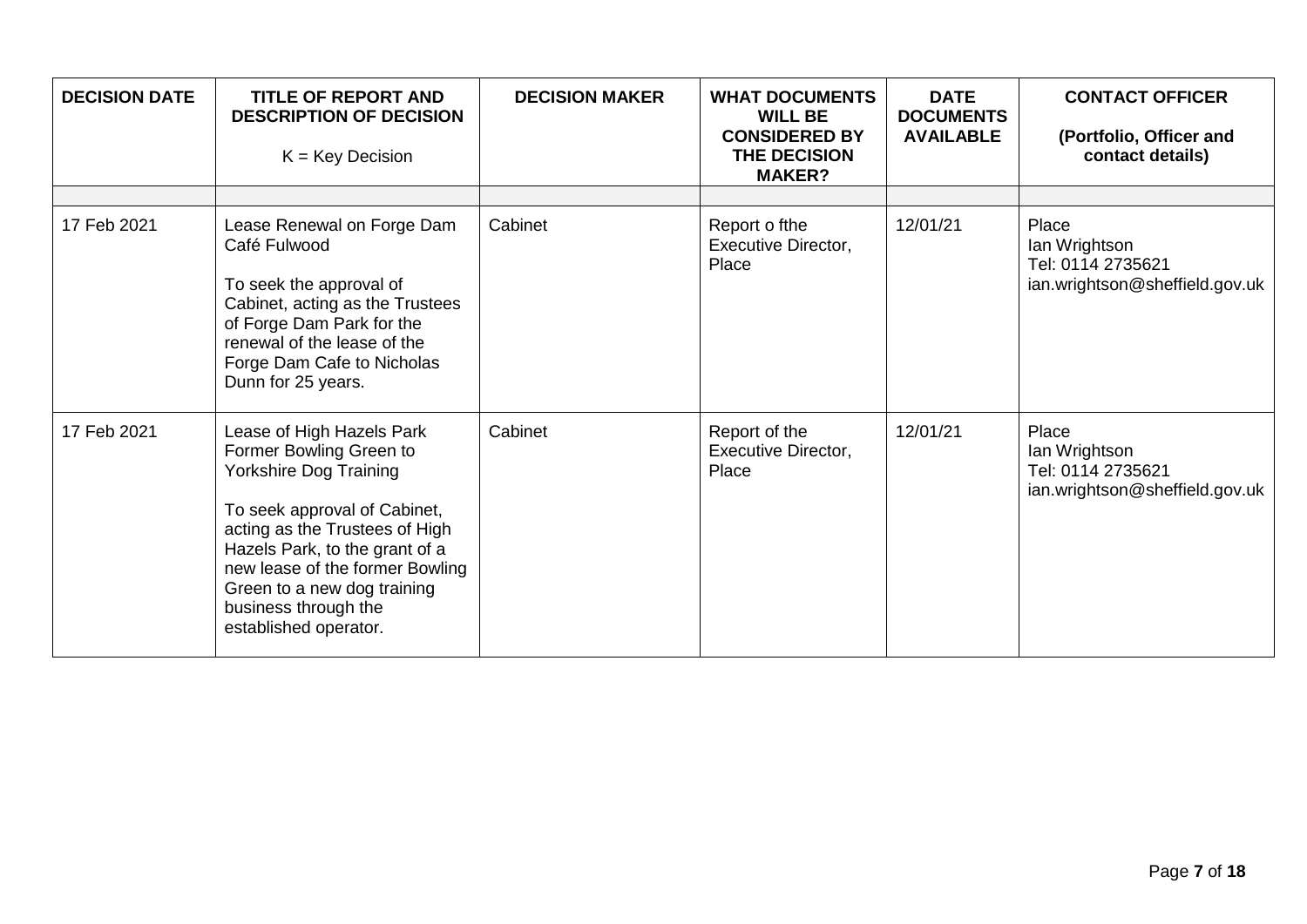| DECISION DATE | TITLE OF REPORT AND DESCRIPTION OF DECISION<br><br>K = Key Decision | DECISION MAKER | WHAT DOCUMENTS WILL BE CONSIDERED BY THE DECISION MAKER? | DATE DOCUMENTS AVAILABLE | CONTACT OFFICER<br><br>(Portfolio, Officer and contact details) |
|---|---|---|---|---|---|
| | | | | | |
| 17 Feb 2021 | Lease Renewal on Forge Dam Café Fulwood<br><br>To seek the approval of Cabinet, acting as the Trustees of Forge Dam Park for the renewal of the lease of the Forge Dam Cafe to Nicholas Dunn for 25 years. | Cabinet | Report o fthe Executive Director, Place | 12/01/21 | Place<br>Ian Wrightson<br>Tel: 0114 2735621<br>ian.wrightson@sheffield.gov.uk |
| 17 Feb 2021 | Lease of High Hazels Park Former Bowling Green to Yorkshire Dog Training<br><br>To seek approval of Cabinet, acting as the Trustees of High Hazels Park, to the grant of a new lease of the former Bowling Green to a new dog training business through the established operator. | Cabinet | Report of the Executive Director, Place | 12/01/21 | Place<br>Ian Wrightson<br>Tel: 0114 2735621<br>ian.wrightson@sheffield.gov.uk |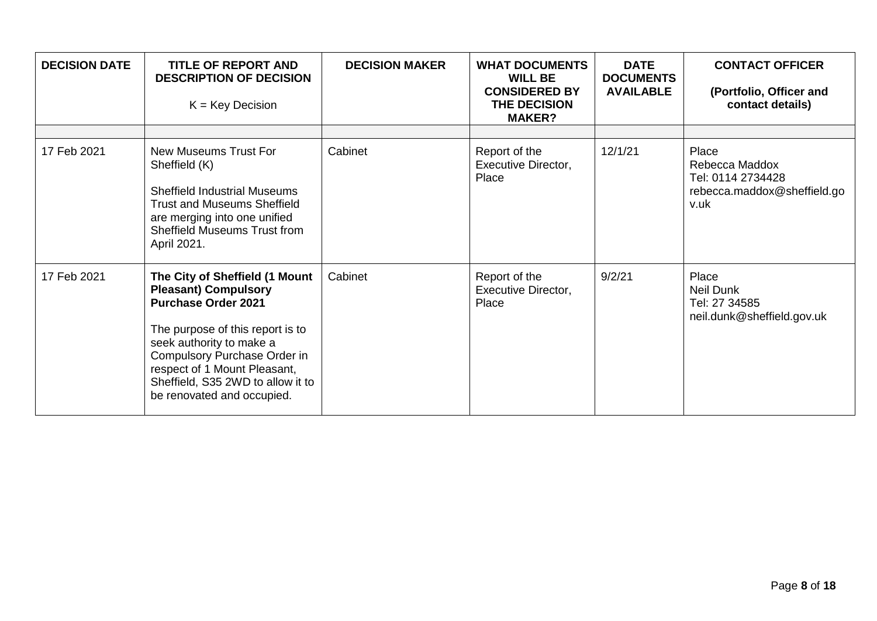| DECISION DATE | TITLE OF REPORT AND DESCRIPTION OF DECISION<br><br>K = Key Decision | DECISION MAKER | WHAT DOCUMENTS WILL BE CONSIDERED BY THE DECISION MAKER? | DATE DOCUMENTS AVAILABLE | CONTACT OFFICER<br><br>(Portfolio, Officer and contact details) |
|---|---|---|---|---|---|
| | | | | | |
| 17 Feb 2021 | New Museums Trust For Sheffield (K)<br><br>Sheffield Industrial Museums Trust and Museums Sheffield are merging into one unified Sheffield Museums Trust from April 2021. | Cabinet | Report of the Executive Director, Place | 12/1/21 | Place<br>Rebecca Maddox<br>Tel: 0114 2734428<br>rebecca.maddox@sheffield.gov.uk |
| 17 Feb 2021 | **The City of Sheffield (1 Mount Pleasant) Compulsory Purchase Order 2021**<br><br>The purpose of this report is to seek authority to make a Compulsory Purchase Order in respect of 1 Mount Pleasant, Sheffield, S35 2WD to allow it to be renovated and occupied. | Cabinet | Report of the Executive Director, Place | 9/2/21 | Place<br>Neil Dunk<br>Tel: 27 34585<br>neil.dunk@sheffield.gov.uk |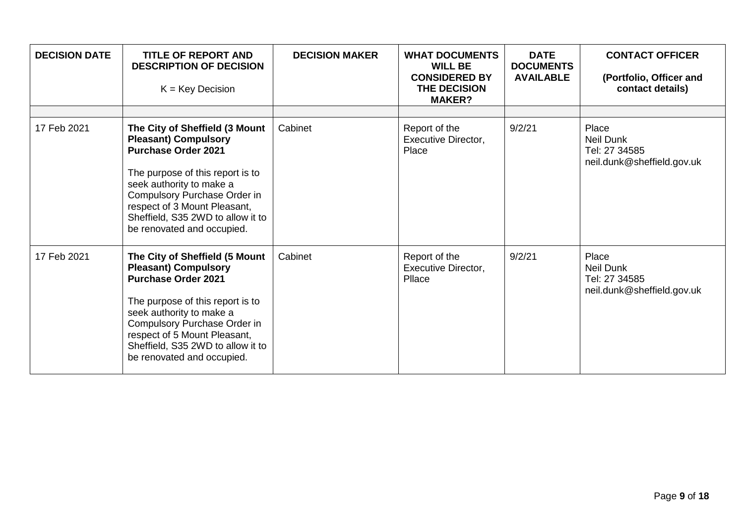| DECISION DATE | TITLE OF REPORT AND DESCRIPTION OF DECISION<br><br>K = Key Decision | DECISION MAKER | WHAT DOCUMENTS WILL BE CONSIDERED BY THE DECISION MAKER? | DATE DOCUMENTS AVAILABLE | CONTACT OFFICER<br><br>(Portfolio, Officer and contact details) |
|---|---|---|---|---|---|
| | | | | | |
| 17 Feb 2021 | **The City of Sheffield (3 Mount Pleasant) Compulsory Purchase Order 2021**<br><br>The purpose of this report is to seek authority to make a Compulsory Purchase Order in respect of 3 Mount Pleasant, Sheffield, S35 2WD to allow it to be renovated and occupied. | Cabinet | Report of the Executive Director, Place | 9/2/21 | Place<br>Neil Dunk<br>Tel: 27 34585<br>neil.dunk@sheffield.gov.uk |
| 17 Feb 2021 | **The City of Sheffield (5 Mount Pleasant) Compulsory Purchase Order 2021**<br><br>The purpose of this report is to seek authority to make a Compulsory Purchase Order in respect of 5 Mount Pleasant, Sheffield, S35 2WD to allow it to be renovated and occupied. | Cabinet | Report of the Executive Director, Pllace | 9/2/21 | Place<br>Neil Dunk<br>Tel: 27 34585<br>neil.dunk@sheffield.gov.uk |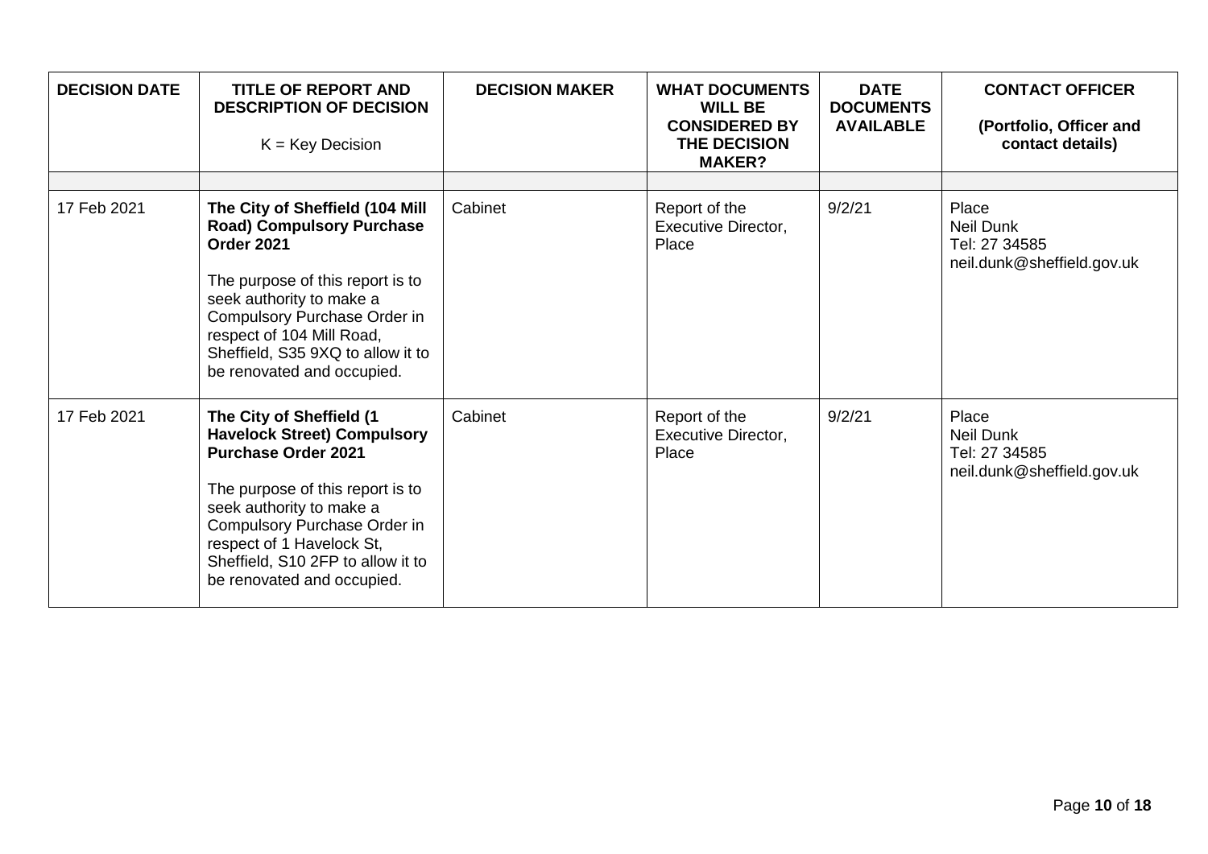| DECISION DATE | TITLE OF REPORT AND DESCRIPTION OF DECISION<br><br>K = Key Decision | DECISION MAKER | WHAT DOCUMENTS WILL BE CONSIDERED BY THE DECISION MAKER? | DATE DOCUMENTS AVAILABLE | CONTACT OFFICER<br><br>(Portfolio, Officer and contact details) |
|---|---|---|---|---|---|
| | | | | | |
| 17 Feb 2021 | **The City of Sheffield (104 Mill Road) Compulsory Purchase Order 2021**<br><br>The purpose of this report is to seek authority to make a Compulsory Purchase Order in respect of 104 Mill Road, Sheffield, S35 9XQ to allow it to be renovated and occupied. | Cabinet | Report of the Executive Director, Place | 9/2/21 | Place<br>Neil Dunk<br>Tel: 27 34585<br>neil.dunk@sheffield.gov.uk |
| 17 Feb 2021 | **The City of Sheffield (1 Havelock Street) Compulsory Purchase Order 2021**<br><br>The purpose of this report is to seek authority to make a Compulsory Purchase Order in respect of 1 Havelock St, Sheffield, S10 2FP to allow it to be renovated and occupied. | Cabinet | Report of the Executive Director, Place | 9/2/21 | Place<br>Neil Dunk<br>Tel: 27 34585<br>neil.dunk@sheffield.gov.uk |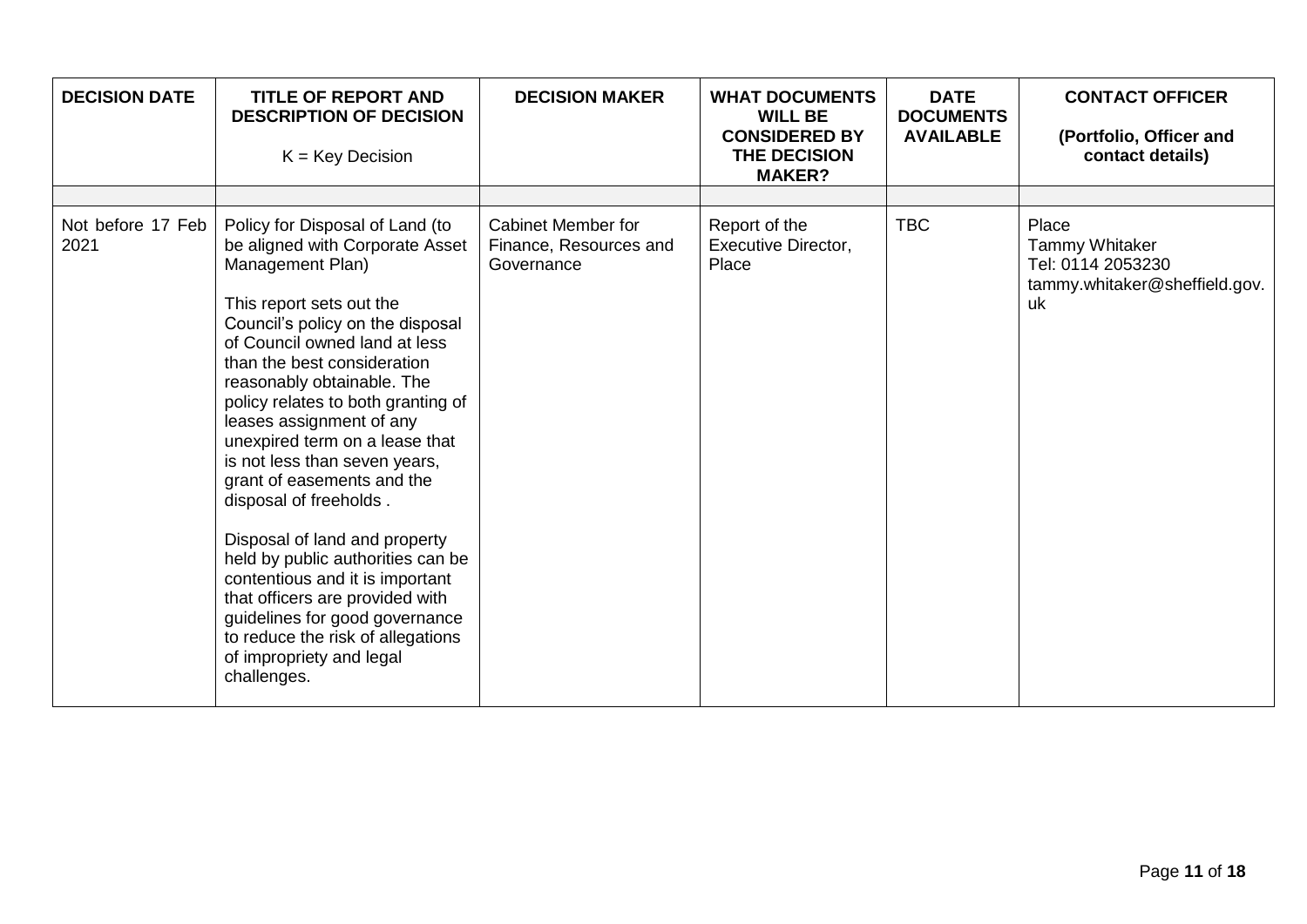| DECISION DATE | TITLE OF REPORT AND DESCRIPTION OF DECISION<br><br>K = Key Decision | DECISION MAKER | WHAT DOCUMENTS WILL BE CONSIDERED BY THE DECISION MAKER? | DATE DOCUMENTS AVAILABLE | CONTACT OFFICER<br><br>(Portfolio, Officer and contact details) |
|---|---|---|---|---|---|
| | | | | | |
| Not before 17 Feb 2021 | Policy for Disposal of Land (to be aligned with Corporate Asset Management Plan)<br><br>This report sets out the Council's policy on the disposal of Council owned land at less than the best consideration reasonably obtainable. The policy relates to both granting of leases assignment of any unexpired term on a lease that is not less than seven years, grant of easements and the disposal of freeholds .<br><br>Disposal of land and property held by public authorities can be contentious and it is important that officers are provided with guidelines for good governance to reduce the risk of allegations of impropriety and legal challenges. | Cabinet Member for Finance, Resources and Governance | Report of the Executive Director, Place | TBC | Place<br>Tammy Whitaker<br>Tel: 0114 2053230<br>tammy.whitaker@sheffield.gov.uk |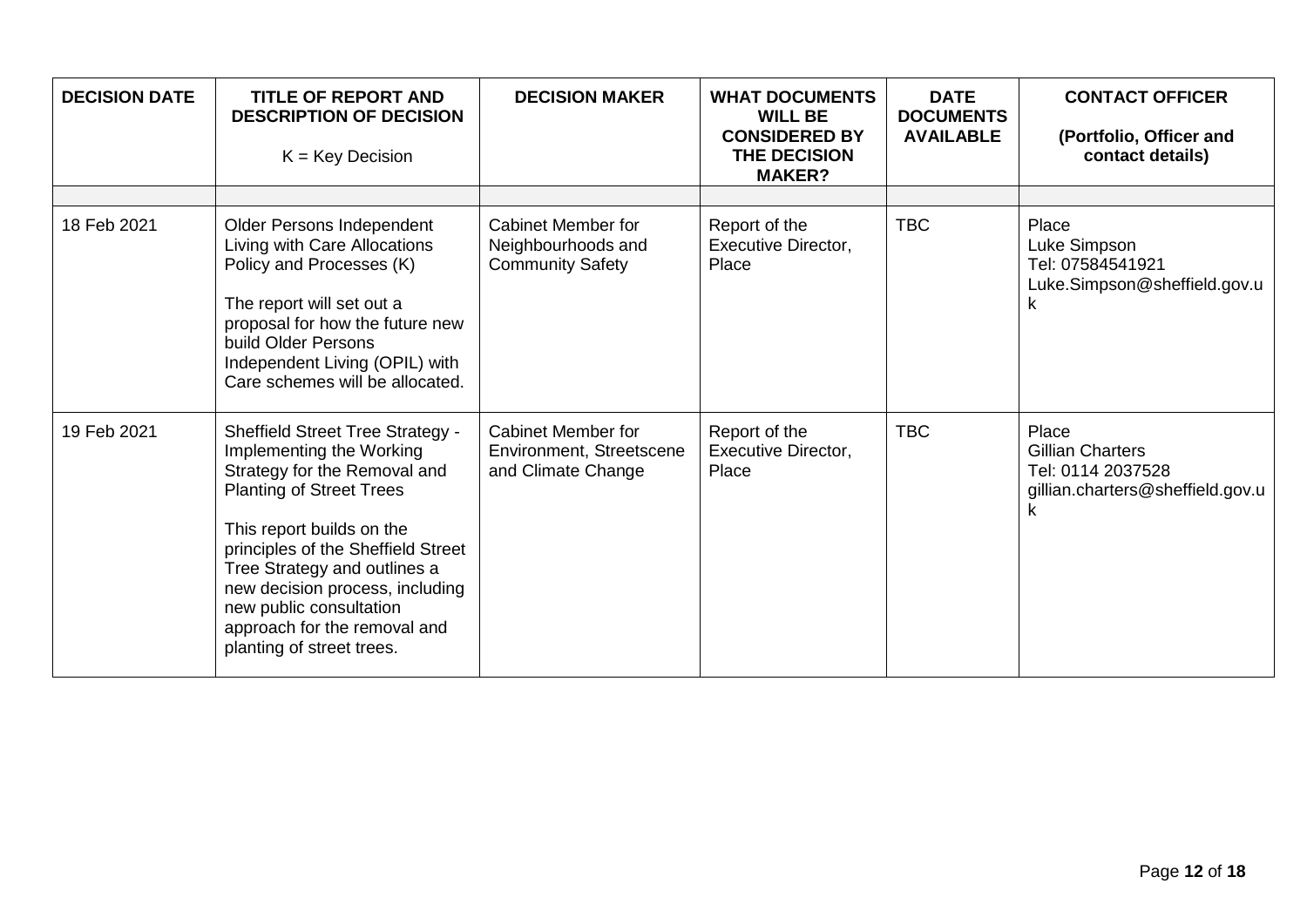| DECISION DATE | TITLE OF REPORT AND DESCRIPTION OF DECISION<br><br>K = Key Decision | DECISION MAKER | WHAT DOCUMENTS WILL BE CONSIDERED BY THE DECISION MAKER? | DATE DOCUMENTS AVAILABLE | CONTACT OFFICER<br><br>(Portfolio, Officer and contact details) |
|---|---|---|---|---|---|
| | | | | | |
| 18 Feb 2021 | Older Persons Independent Living with Care Allocations Policy and Processes (K)<br><br>The report will set out a proposal for how the future new build Older Persons Independent Living (OPIL) with Care schemes will be allocated. | Cabinet Member for Neighbourhoods and Community Safety | Report of the Executive Director, Place | TBC | Place<br>Luke Simpson<br>Tel: 07584541921<br>Luke.Simpson@sheffield.gov.uk |
| 19 Feb 2021 | Sheffield Street Tree Strategy - Implementing the Working Strategy for the Removal and Planting of Street Trees<br><br>This report builds on the principles of the Sheffield Street Tree Strategy and outlines a new decision process, including new public consultation approach for the removal and planting of street trees. | Cabinet Member for Environment, Streetscene and Climate Change | Report of the Executive Director, Place | TBC | Place<br>Gillian Charters<br>Tel: 0114 2037528<br>gillian.charters@sheffield.gov.uk |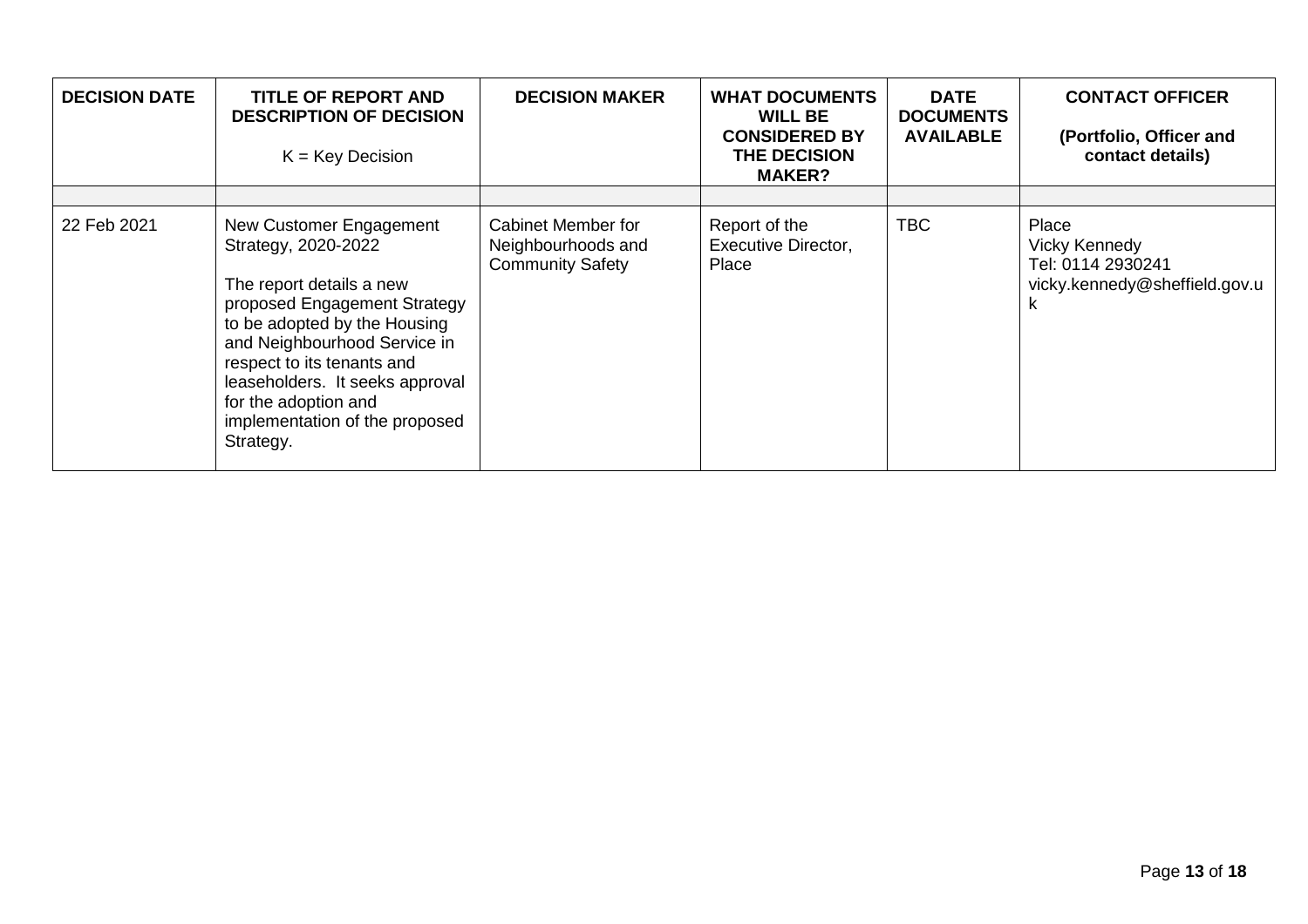| DECISION DATE | TITLE OF REPORT AND DESCRIPTION OF DECISION<br><br>K = Key Decision | DECISION MAKER | WHAT DOCUMENTS WILL BE CONSIDERED BY THE DECISION MAKER? | DATE DOCUMENTS AVAILABLE | CONTACT OFFICER<br><br>(Portfolio, Officer and contact details) |
|---|---|---|---|---|---|
| | | | | | |
| 22 Feb 2021 | New Customer Engagement Strategy, 2020-2022<br><br>The report details a new proposed Engagement Strategy to be adopted by the Housing and Neighbourhood Service in respect to its tenants and leaseholders. It seeks approval for the adoption and implementation of the proposed Strategy. | Cabinet Member for Neighbourhoods and Community Safety | Report of the Executive Director, Place | TBC | Place<br>Vicky Kennedy<br>Tel: 0114 2930241<br>vicky.kennedy@sheffield.gov.uk |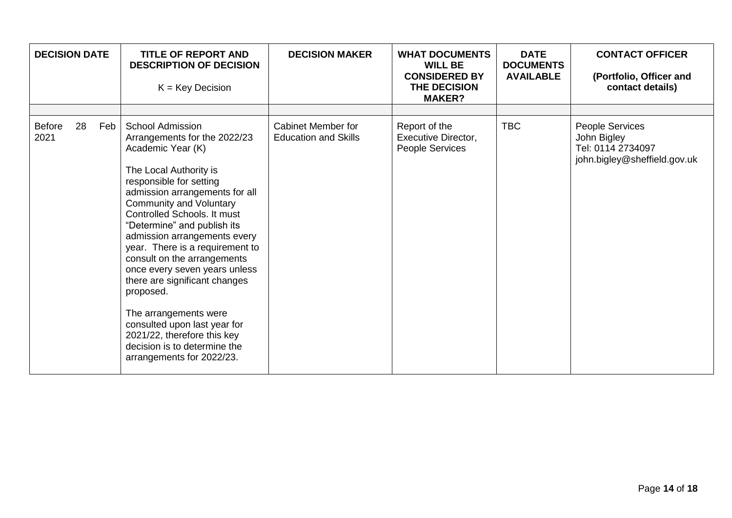| DECISION DATE | TITLE OF REPORT AND DESCRIPTION OF DECISION<br><br>K = Key Decision | DECISION MAKER | WHAT DOCUMENTS WILL BE CONSIDERED BY THE DECISION MAKER? | DATE DOCUMENTS AVAILABLE | CONTACT OFFICER<br><br>(Portfolio, Officer and contact details) |
|---|---|---|---|---|---|
| | | | | | |
| Before 28 Feb 2021 | School Admission Arrangements for the 2022/23 Academic Year (K)<br><br>The Local Authority is responsible for setting admission arrangements for all Community and Voluntary Controlled Schools. It must "Determine" and publish its admission arrangements every year. There is a requirement to consult on the arrangements once every seven years unless there are significant changes proposed.<br><br>The arrangements were consulted upon last year for 2021/22, therefore this key decision is to determine the arrangements for 2022/23. | Cabinet Member for Education and Skills | Report of the Executive Director, People Services | TBC | People Services<br>John Bigley<br>Tel: 0114 2734097<br>john.bigley@sheffield.gov.uk |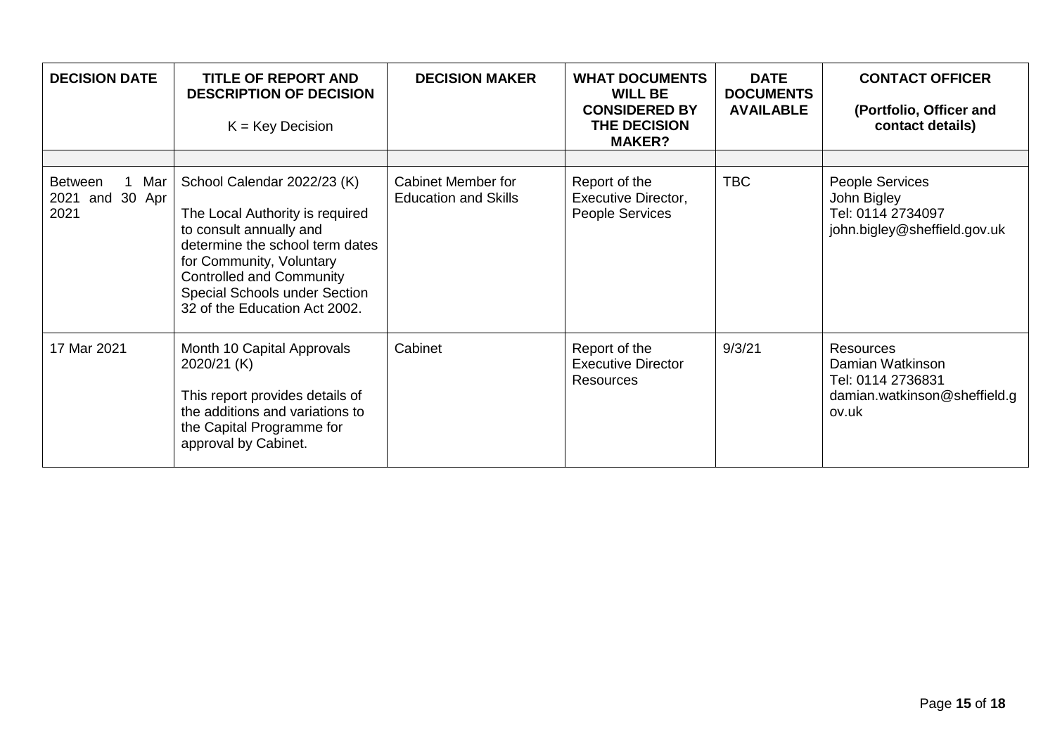| DECISION DATE | TITLE OF REPORT AND DESCRIPTION OF DECISION<br><br>K = Key Decision | DECISION MAKER | WHAT DOCUMENTS WILL BE CONSIDERED BY THE DECISION MAKER? | DATE DOCUMENTS AVAILABLE | CONTACT OFFICER<br><br>(Portfolio, Officer and contact details) |
|---|---|---|---|---|---|
| | | | | | |
| Between 1 Mar 2021 and 30 Apr 2021 | School Calendar 2022/23 (K)<br><br>The Local Authority is required to consult annually and determine the school term dates for Community, Voluntary Controlled and Community Special Schools under Section 32 of the Education Act 2002. | Cabinet Member for Education and Skills | Report of the Executive Director, People Services | TBC | People Services<br>John Bigley<br>Tel: 0114 2734097<br>john.bigley@sheffield.gov.uk |
| 17 Mar 2021 | Month 10 Capital Approvals 2020/21 (K)<br><br>This report provides details of the additions and variations to the Capital Programme for approval by Cabinet. | Cabinet | Report of the Executive Director Resources | 9/3/21 | Resources<br>Damian Watkinson<br>Tel: 0114 2736831<br>damian.watkinson@sheffield.gov.uk |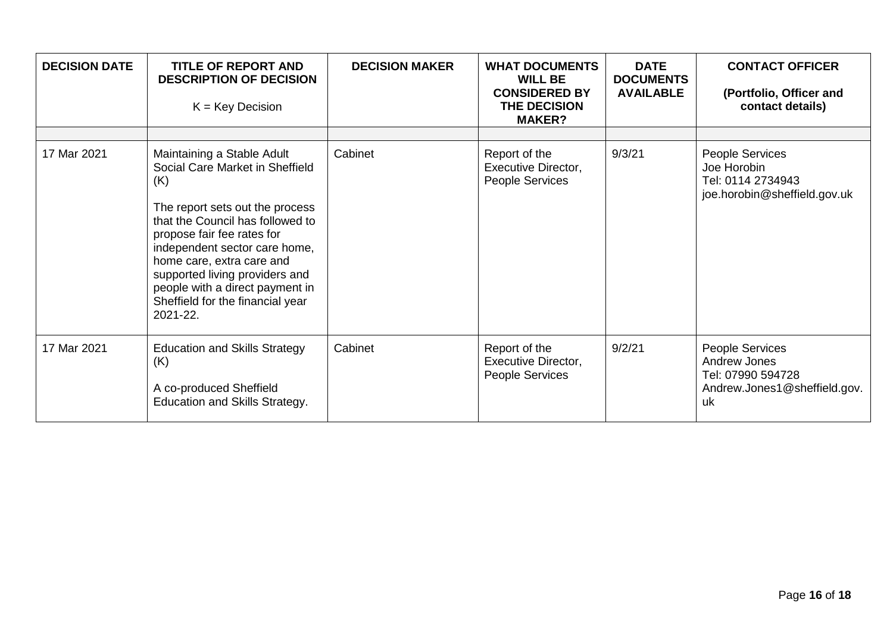| DECISION DATE | TITLE OF REPORT AND DESCRIPTION OF DECISION<br><br>K = Key Decision | DECISION MAKER | WHAT DOCUMENTS WILL BE CONSIDERED BY THE DECISION MAKER? | DATE DOCUMENTS AVAILABLE | CONTACT OFFICER<br><br>(Portfolio, Officer and contact details) |
|---|---|---|---|---|---|
| | | | | | |
| 17 Mar 2021 | Maintaining a Stable Adult Social Care Market in Sheffield (K)<br><br>The report sets out the process that the Council has followed to propose fair fee rates for independent sector care home, home care, extra care and supported living providers and people with a direct payment in Sheffield for the financial year 2021-22. | Cabinet | Report of the Executive Director, People Services | 9/3/21 | People Services<br>Joe Horobin<br>Tel: 0114 2734943<br>joe.horobin@sheffield.gov.uk |
| 17 Mar 2021 | Education and Skills Strategy (K)<br><br>A co-produced Sheffield Education and Skills Strategy. | Cabinet | Report of the Executive Director, People Services | 9/2/21 | People Services<br>Andrew Jones<br>Tel: 07990 594728<br>Andrew.Jones1@sheffield.gov.uk |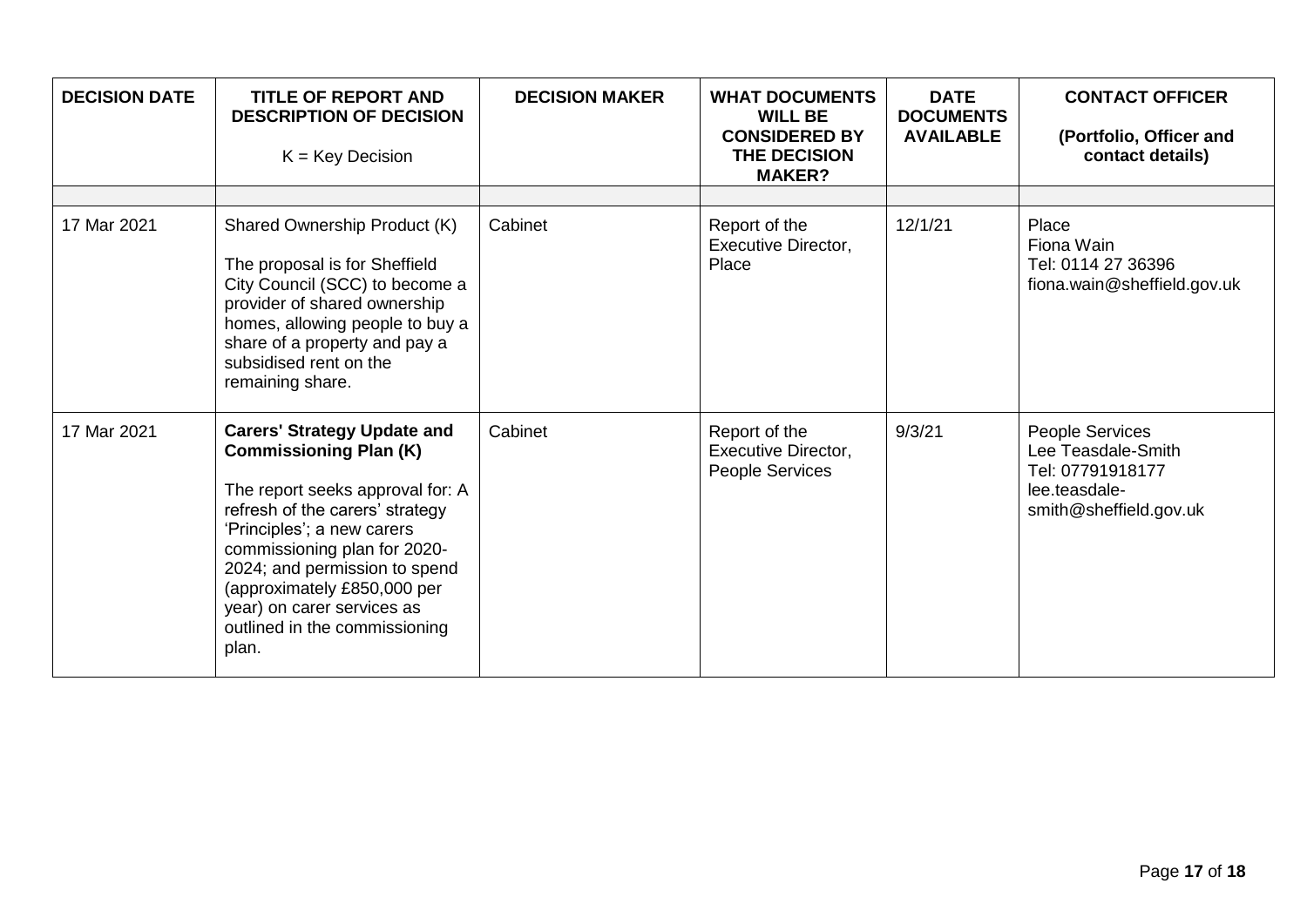| DECISION DATE | TITLE OF REPORT AND DESCRIPTION OF DECISION<br><br>K = Key Decision | DECISION MAKER | WHAT DOCUMENTS WILL BE CONSIDERED BY THE DECISION MAKER? | DATE DOCUMENTS AVAILABLE | CONTACT OFFICER<br><br>(Portfolio, Officer and contact details) |
|---|---|---|---|---|---|
| | | | | | |
| 17 Mar 2021 | Shared Ownership Product (K)<br><br>The proposal is for Sheffield City Council (SCC) to become a provider of shared ownership homes, allowing people to buy a share of a property and pay a subsidised rent on the remaining share. | Cabinet | Report of the Executive Director, Place | 12/1/21 | Place<br>Fiona Wain<br>Tel: 0114 27 36396<br>fiona.wain@sheffield.gov.uk |
| 17 Mar 2021 | **Carers' Strategy Update and Commissioning Plan (K)**<br><br>The report seeks approval for: A refresh of the carers' strategy 'Principles'; a new carers commissioning plan for 2020-2024; and permission to spend (approximately £850,000 per year) on carer services as outlined in the commissioning plan. | Cabinet | Report of the Executive Director, People Services | 9/3/21 | People Services<br>Lee Teasdale-Smith<br>Tel: 07791918177<br>lee.teasdale-smith@sheffield.gov.uk |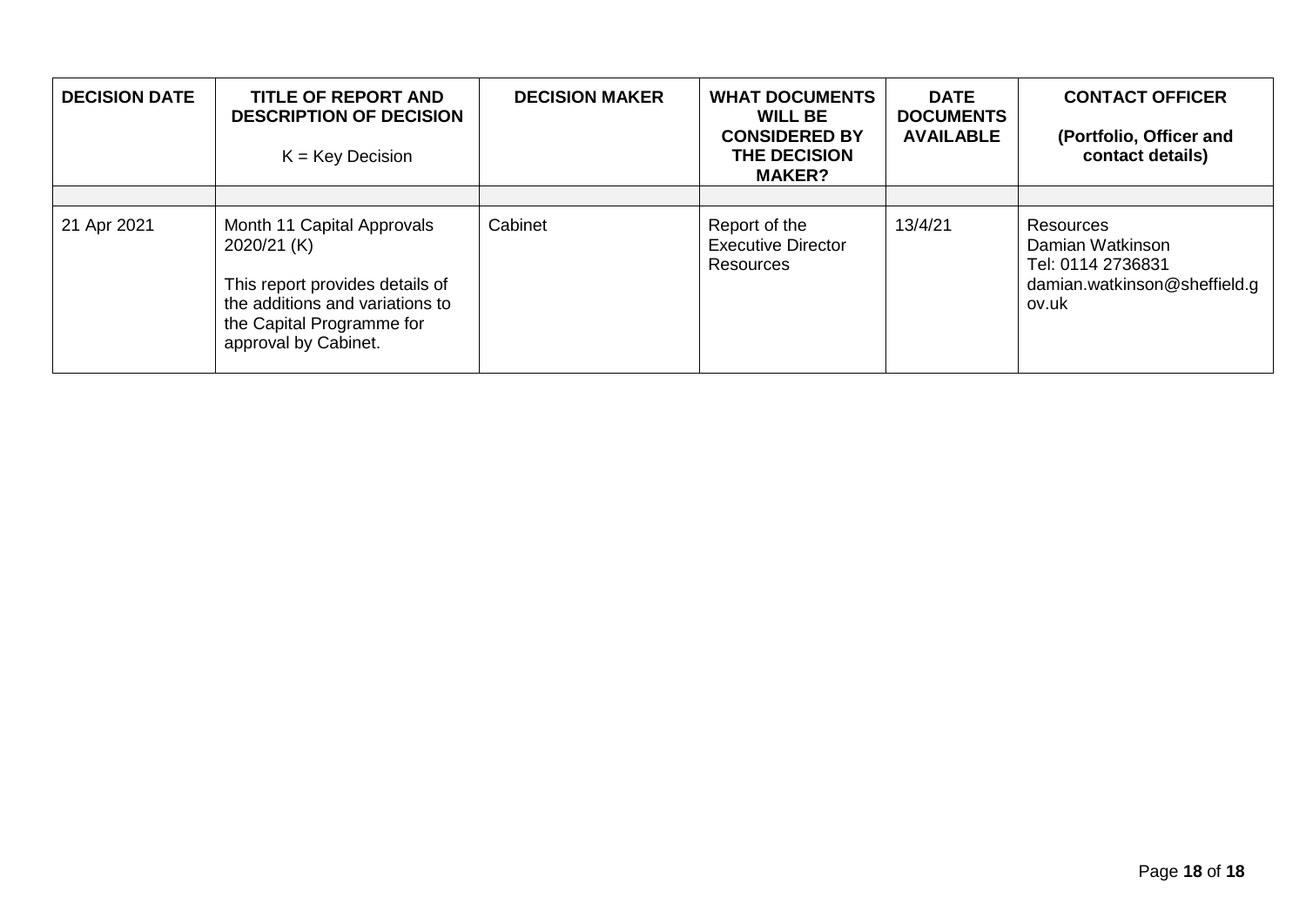| DECISION DATE | TITLE OF REPORT AND DESCRIPTION OF DECISION<br><br>K = Key Decision | DECISION MAKER | WHAT DOCUMENTS WILL BE CONSIDERED BY THE DECISION MAKER? | DATE DOCUMENTS AVAILABLE | CONTACT OFFICER<br><br>(Portfolio, Officer and contact details) |
|---|---|---|---|---|---|
| | | | | | |
| 21 Apr 2021 | Month 11 Capital Approvals 2020/21 (K)<br><br>This report provides details of the additions and variations to the Capital Programme for approval by Cabinet. | Cabinet | Report of the Executive Director Resources | 13/4/21 | Resources<br>Damian Watkinson<br>Tel: 0114 2736831<br>damian.watkinson@sheffield.gov.uk |